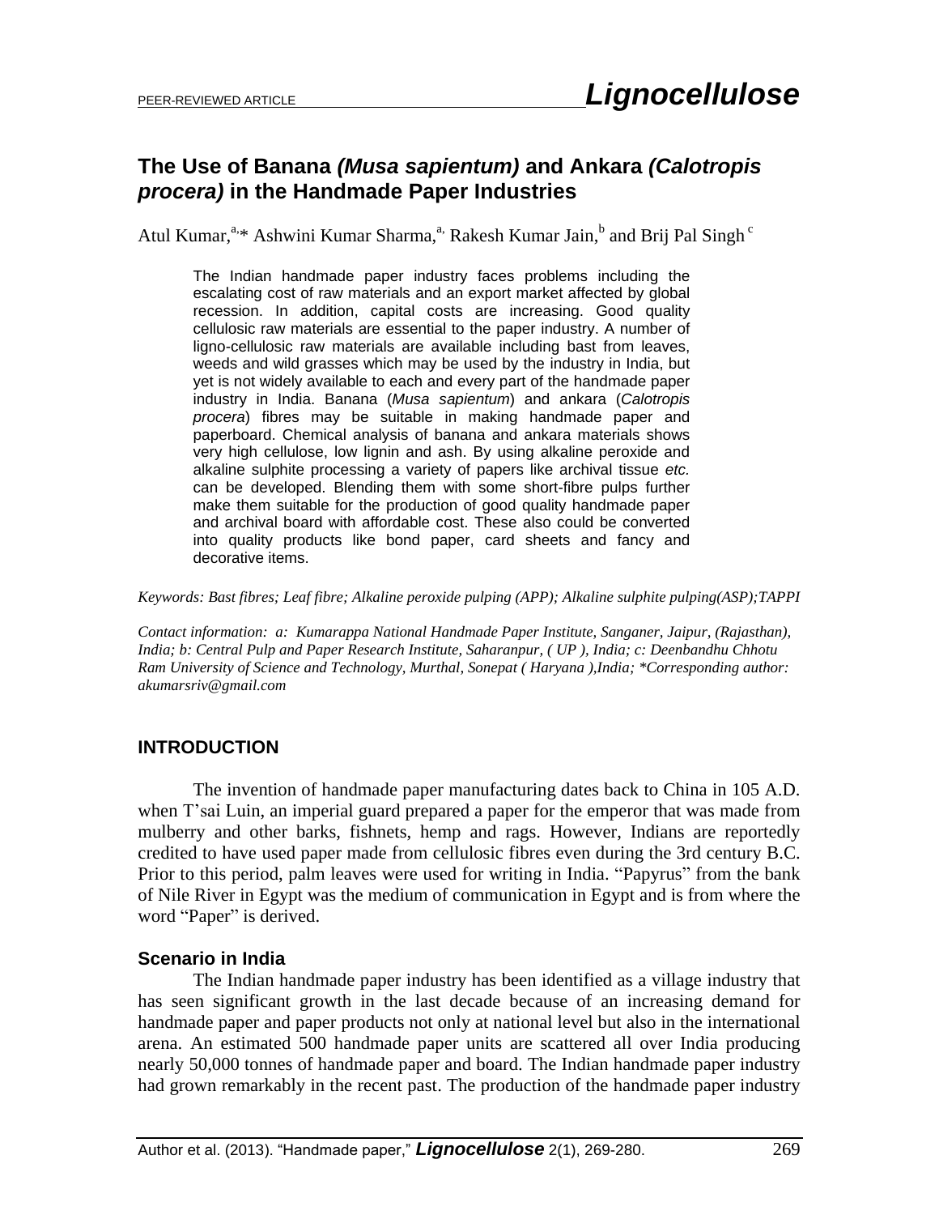# The Use of Banana *(Musa sapientum)* and Ankara *(Calotropis procera)* in the Handmade Paper Industries

Atul Kumar,[a,*] Ashwini Kumar Sharma,[a,] Rakesh Kumar Jain,[b] and Brij Pal Singh [c]

The Indian handmade paper industry faces problems including the escalating cost of raw materials and an export market affected by global recession. In addition, capital costs are increasing. Good quality cellulosic raw materials are essential to the paper industry. A number of ligno-cellulosic raw materials are available including bast from leaves, weeds and wild grasses which may be used by the industry in India, but yet is not widely available to each and every part of the handmade paper industry in India. Banana (*Musa sapientum*) and ankara (*Calotropis procera*) fibres may be suitable in making handmade paper and paperboard. Chemical analysis of banana and ankara materials shows very high cellulose, low lignin and ash. By using alkaline peroxide and alkaline sulphite processing a variety of papers like archival tissue *etc.* can be developed. Blending them with some short-fibre pulps further make them suitable for the production of good quality handmade paper and archival board with affordable cost. These also could be converted into quality products like bond paper, card sheets and fancy and decorative items.

*Keywords: Bast fibres; Leaf fibre; Alkaline peroxide pulping (APP); Alkaline sulphite pulping(ASP);TAPPI*

*Contact information: a: Kumarappa National Handmade Paper Institute, Sanganer, Jaipur, (Rajasthan), India; b: Central Pulp and Paper Research Institute, Saharanpur, ( UP ), India; c: Deenbandhu Chhotu Ram University of Science and Technology, Murthal, Sonepat ( Haryana ),India; *Corresponding author: akumarsriv@gmail.com*

## INTRODUCTION

The invention of handmade paper manufacturing dates back to China in 105 A.D. when T'sai Luin, an imperial guard prepared a paper for the emperor that was made from mulberry and other barks, fishnets, hemp and rags. However, Indians are reportedly credited to have used paper made from cellulosic fibres even during the 3rd century B.C. Prior to this period, palm leaves were used for writing in India. "Papyrus" from the bank of Nile River in Egypt was the medium of communication in Egypt and is from where the word "Paper" is derived.

### Scenario in India

The Indian handmade paper industry has been identified as a village industry that has seen significant growth in the last decade because of an increasing demand for handmade paper and paper products not only at national level but also in the international arena. An estimated 500 handmade paper units are scattered all over India producing nearly 50,000 tonnes of handmade paper and board. The Indian handmade paper industry had grown remarkably in the recent past. The production of the handmade paper industry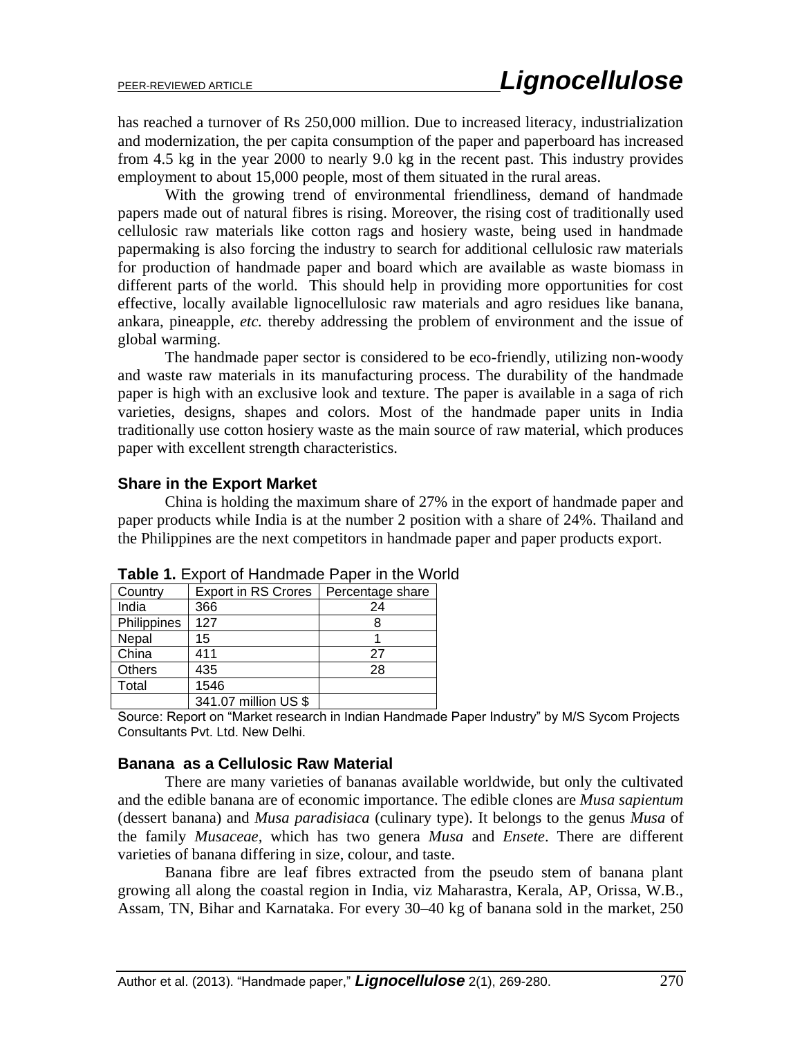has reached a turnover of Rs 250,000 million. Due to increased literacy, industrialization and modernization, the per capita consumption of the paper and paperboard has increased from 4.5 kg in the year 2000 to nearly 9.0 kg in the recent past. This industry provides employment to about 15,000 people, most of them situated in the rural areas.

With the growing trend of environmental friendliness, demand of handmade papers made out of natural fibres is rising. Moreover, the rising cost of traditionally used cellulosic raw materials like cotton rags and hosiery waste, being used in handmade papermaking is also forcing the industry to search for additional cellulosic raw materials for production of handmade paper and board which are available as waste biomass in different parts of the world. This should help in providing more opportunities for cost effective, locally available lignocellulosic raw materials and agro residues like banana, ankara, pineapple, *etc.* thereby addressing the problem of environment and the issue of global warming.

The handmade paper sector is considered to be eco-friendly, utilizing non-woody and waste raw materials in its manufacturing process. The durability of the handmade paper is high with an exclusive look and texture. The paper is available in a saga of rich varieties, designs, shapes and colors. Most of the handmade paper units in India traditionally use cotton hosiery waste as the main source of raw material, which produces paper with excellent strength characteristics.

### Share in the Export Market

China is holding the maximum share of 27% in the export of handmade paper and paper products while India is at the number 2 position with a share of 24%. Thailand and the Philippines are the next competitors in handmade paper and paper products export.

**Table 1.** Export of Handmade Paper in the World

| Country | Export in RS Crores | Percentage share |
|---|---|---|
| India | 366 | 24 |
| Philippines | 127 | 8 |
| Nepal | 15 | 1 |
| China | 411 | 27 |
| Others | 435 | 28 |
| Total | 1546 | |
| | 341.07 million US $ | |

Source: Report on "Market research in Indian Handmade Paper Industry" by M/S Sycom Projects Consultants Pvt. Ltd. New Delhi.

### Banana as a Cellulosic Raw Material

There are many varieties of bananas available worldwide, but only the cultivated and the edible banana are of economic importance. The edible clones are *Musa sapientum* (dessert banana) and *Musa paradisiaca* (culinary type). It belongs to the genus *Musa* of the family *Musaceae*, which has two genera *Musa* and *Ensete*. There are different varieties of banana differing in size, colour, and taste.

Banana fibre are leaf fibres extracted from the pseudo stem of banana plant growing all along the coastal region in India, viz Maharastra, Kerala, AP, Orissa, W.B., Assam, TN, Bihar and Karnataka. For every 30–40 kg of banana sold in the market, 250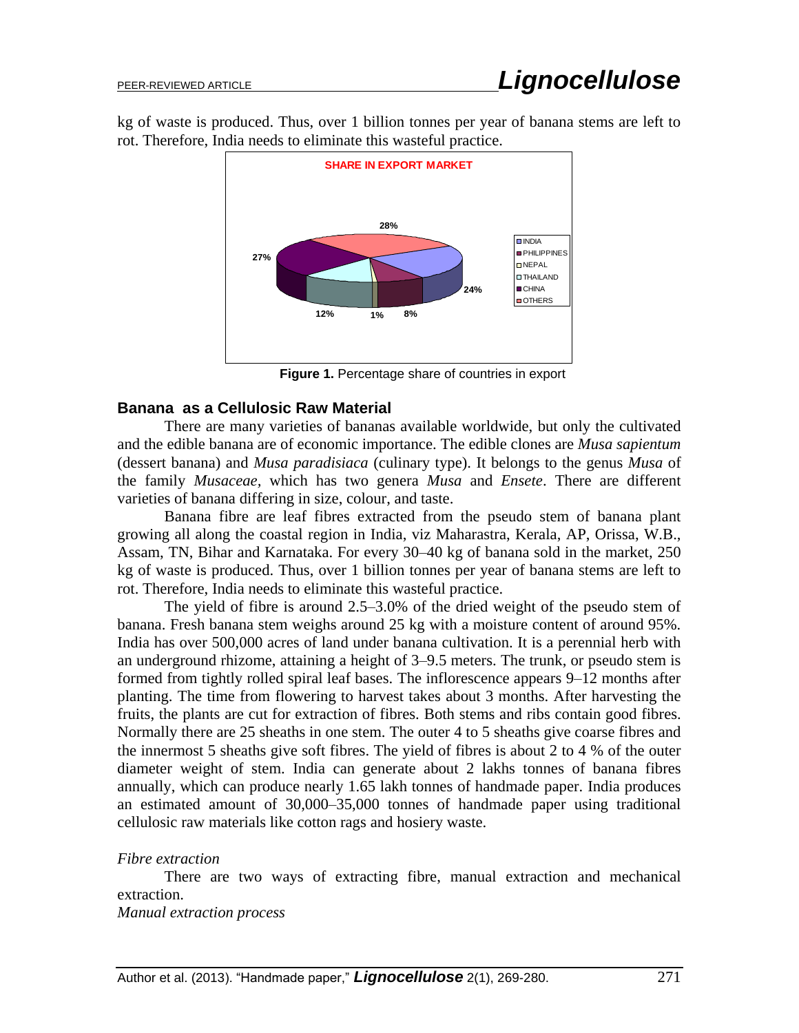kg of waste is produced. Thus, over 1 billion tonnes per year of banana stems are left to rot. Therefore, India needs to eliminate this wasteful practice.

**Figure 1.** Percentage share of countries in export

## Banana as a Cellulosic Raw Material

There are many varieties of bananas available worldwide, but only the cultivated and the edible banana are of economic importance. The edible clones are *Musa sapientum* (dessert banana) and *Musa paradisiaca* (culinary type). It belongs to the genus *Musa* of the family *Musaceae,* which has two genera *Musa* and *Ensete*. There are different varieties of banana differing in size, colour, and taste.

Banana fibre are leaf fibres extracted from the pseudo stem of banana plant growing all along the coastal region in India, viz Maharastra, Kerala, AP, Orissa, W.B., Assam, TN, Bihar and Karnataka. For every 30–40 kg of banana sold in the market, 250 kg of waste is produced. Thus, over 1 billion tonnes per year of banana stems are left to rot. Therefore, India needs to eliminate this wasteful practice.

The yield of fibre is around 2.5–3.0% of the dried weight of the pseudo stem of banana. Fresh banana stem weighs around 25 kg with a moisture content of around 95%. India has over 500,000 acres of land under banana cultivation. It is a perennial herb with an underground rhizome, attaining a height of 3–9.5 meters. The trunk, or pseudo stem is formed from tightly rolled spiral leaf bases. The inflorescence appears 9–12 months after planting. The time from flowering to harvest takes about 3 months. After harvesting the fruits, the plants are cut for extraction of fibres. Both stems and ribs contain good fibres. Normally there are 25 sheaths in one stem. The outer 4 to 5 sheaths give coarse fibres and the innermost 5 sheaths give soft fibres. The yield of fibres is about 2 to 4 % of the outer diameter weight of stem. India can generate about 2 lakhs tonnes of banana fibres annually, which can produce nearly 1.65 lakh tonnes of handmade paper. India produces an estimated amount of 30,000–35,000 tonnes of handmade paper using traditional cellulosic raw materials like cotton rags and hosiery waste.

*Fibre extraction*

There are two ways of extracting fibre, manual extraction and mechanical extraction.

*Manual extraction process*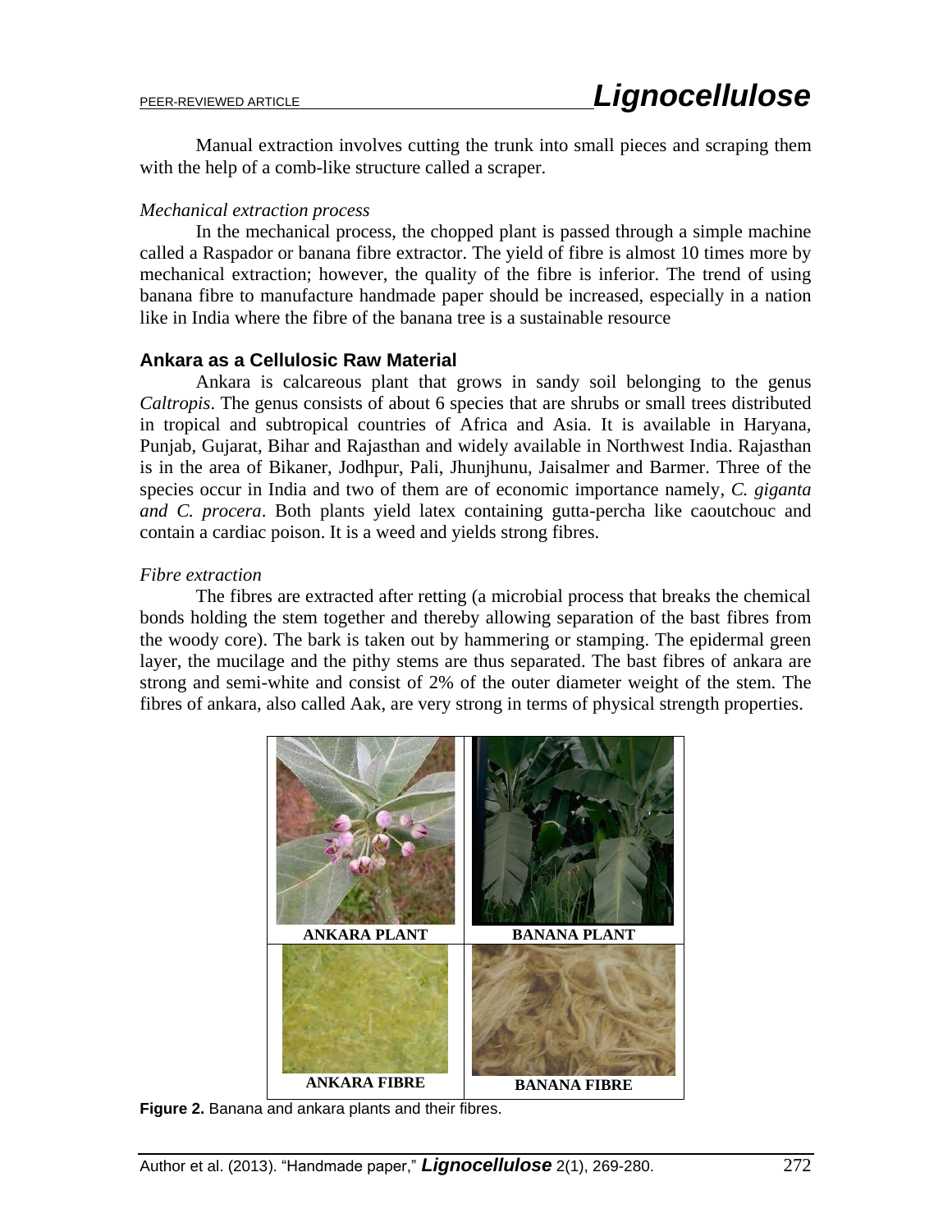Manual extraction involves cutting the trunk into small pieces and scraping them with the help of a comb-like structure called a scraper.

*Mechanical extraction process*

In the mechanical process, the chopped plant is passed through a simple machine called a Raspador or banana fibre extractor. The yield of fibre is almost 10 times more by mechanical extraction; however, the quality of the fibre is inferior. The trend of using banana fibre to manufacture handmade paper should be increased, especially in a nation like in India where the fibre of the banana tree is a sustainable resource

## Ankara as a Cellulosic Raw Material

Ankara is calcareous plant that grows in sandy soil belonging to the genus *Caltropis*. The genus consists of about 6 species that are shrubs or small trees distributed in tropical and subtropical countries of Africa and Asia. It is available in Haryana, Punjab, Gujarat, Bihar and Rajasthan and widely available in Northwest India. Rajasthan is in the area of Bikaner, Jodhpur, Pali, Jhunjhunu, Jaisalmer and Barmer. Three of the species occur in India and two of them are of economic importance namely, *C. giganta and C. procera*. Both plants yield latex containing gutta-percha like caoutchouc and contain a cardiac poison. It is a weed and yields strong fibres.

*Fibre extraction*

The fibres are extracted after retting (a microbial process that breaks the chemical bonds holding the stem together and thereby allowing separation of the bast fibres from the woody core). The bark is taken out by hammering or stamping. The epidermal green layer, the mucilage and the pithy stems are thus separated. The bast fibres of ankara are strong and semi-white and consist of 2% of the outer diameter weight of the stem. The fibres of ankara, also called Aak, are very strong in terms of physical strength properties.

| ANKARA PLANT | BANANA PLANT |
| --- | --- |
| ANKARA FIBRE | BANANA FIBRE |

**Figure 2.** Banana and ankara plants and their fibres.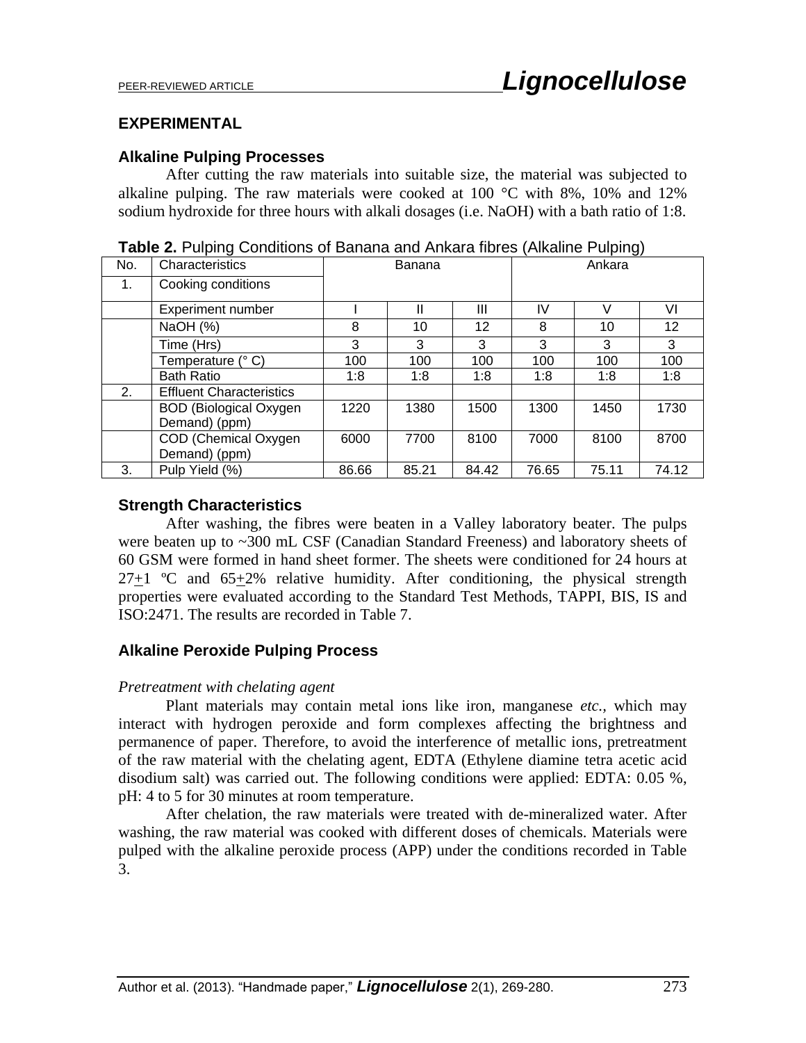## EXPERIMENTAL

### Alkaline Pulping Processes

After cutting the raw materials into suitable size, the material was subjected to alkaline pulping. The raw materials were cooked at 100 °C with 8%, 10% and 12% sodium hydroxide for three hours with alkali dosages (i.e. NaOH) with a bath ratio of 1:8.

**Table 2.** Pulping Conditions of Banana and Ankara fibres (Alkaline Pulping)

| No. | Characteristics | Banana | | | Ankara | | |
|---|---|---|---|---|---|---|---|
| 1. | Cooking conditions | | | | | | |
| | Experiment number | I | II | III | IV | V | VI |
| | NaOH (%) | 8 | 10 | 12 | 8 | 10 | 12 |
| | Time (Hrs) | 3 | 3 | 3 | 3 | 3 | 3 |
| | Temperature (° C) | 100 | 100 | 100 | 100 | 100 | 100 |
| | Bath Ratio | 1:8 | 1:8 | 1:8 | 1:8 | 1:8 | 1:8 |
| 2. | Effluent Characteristics | | | | | | |
| | BOD (Biological Oxygen Demand) (ppm) | 1220 | 1380 | 1500 | 1300 | 1450 | 1730 |
| | COD (Chemical Oxygen Demand) (ppm) | 6000 | 7700 | 8100 | 7000 | 8100 | 8700 |
| 3. | Pulp Yield (%) | 86.66 | 85.21 | 84.42 | 76.65 | 75.11 | 74.12 |

### Strength Characteristics

After washing, the fibres were beaten in a Valley laboratory beater. The pulps were beaten up to ~300 mL CSF (Canadian Standard Freeness) and laboratory sheets of 60 GSM were formed in hand sheet former. The sheets were conditioned for 24 hours at $27 \pm 1$ ºC and $65 \pm 2$% relative humidity. After conditioning, the physical strength properties were evaluated according to the Standard Test Methods, TAPPI, BIS, IS and ISO:2471. The results are recorded in Table 7.

### Alkaline Peroxide Pulping Process

*Pretreatment with chelating agent*

Plant materials may contain metal ions like iron, manganese *etc.*, which may interact with hydrogen peroxide and form complexes affecting the brightness and permanence of paper. Therefore, to avoid the interference of metallic ions, pretreatment of the raw material with the chelating agent, EDTA (Ethylene diamine tetra acetic acid disodium salt) was carried out. The following conditions were applied: EDTA: 0.05 %, pH: 4 to 5 for 30 minutes at room temperature.

After chelation, the raw materials were treated with de-mineralized water. After washing, the raw material was cooked with different doses of chemicals. Materials were pulped with the alkaline peroxide process (APP) under the conditions recorded in Table 3.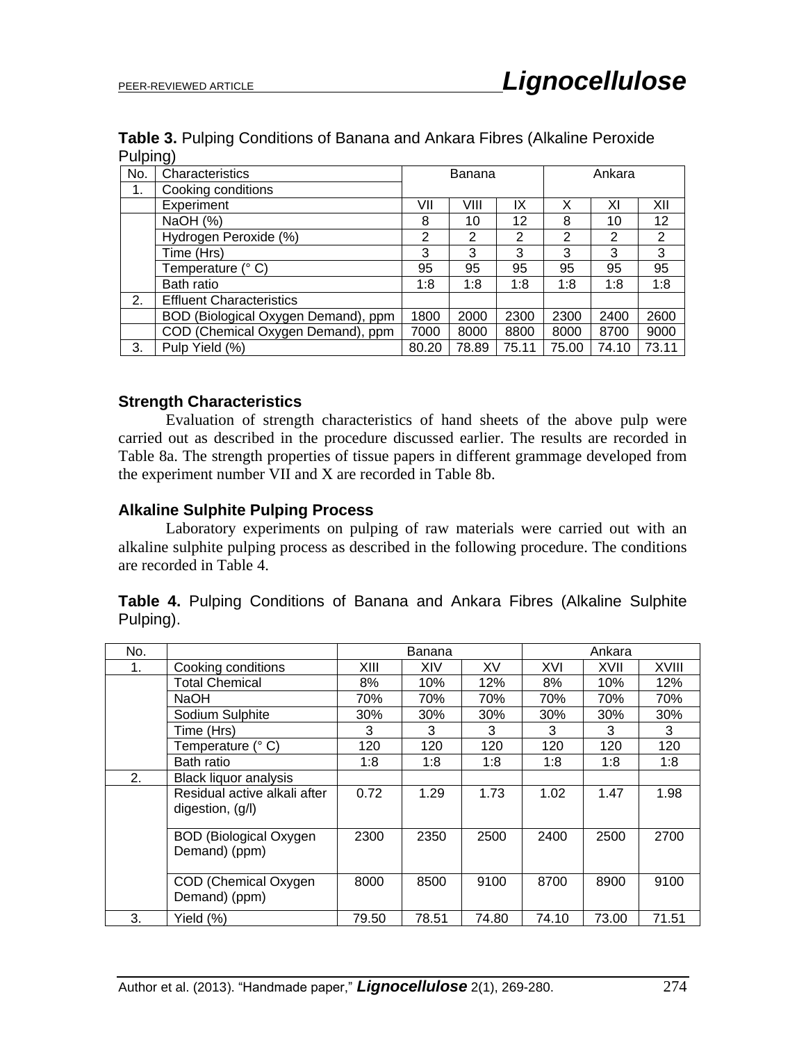**Table 3.** Pulping Conditions of Banana and Ankara Fibres (Alkaline Peroxide Pulping)

| No. | Characteristics | Banana | | | Ankara | | |
|---|---|---|---|---|---|---|---|
| 1. | Cooking conditions | | | | | | |
| | Experiment | VII | VIII | IX | X | XI | XII |
| | NaOH (%) | 8 | 10 | 12 | 8 | 10 | 12 |
| | Hydrogen Peroxide (%) | 2 | 2 | 2 | 2 | 2 | 2 |
| | Time (Hrs) | 3 | 3 | 3 | 3 | 3 | 3 |
| | Temperature (° C) | 95 | 95 | 95 | 95 | 95 | 95 |
| | Bath ratio | 1:8 | 1:8 | 1:8 | 1:8 | 1:8 | 1:8 |
| 2. | Effluent Characteristics | | | | | | |
| | BOD (Biological Oxygen Demand), ppm | 1800 | 2000 | 2300 | 2300 | 2400 | 2600 |
| | COD (Chemical Oxygen Demand), ppm | 7000 | 8000 | 8800 | 8000 | 8700 | 9000 |
| 3. | Pulp Yield (%) | 80.20 | 78.89 | 75.11 | 75.00 | 74.10 | 73.11 |

### Strength Characteristics

Evaluation of strength characteristics of hand sheets of the above pulp were carried out as described in the procedure discussed earlier. The results are recorded in Table 8a. The strength properties of tissue papers in different grammage developed from the experiment number VII and X are recorded in Table 8b.

### Alkaline Sulphite Pulping Process

Laboratory experiments on pulping of raw materials were carried out with an alkaline sulphite pulping process as described in the following procedure. The conditions are recorded in Table 4.

**Table 4.** Pulping Conditions of Banana and Ankara Fibres (Alkaline Sulphite Pulping).

| No. | | Banana | | | Ankara | | |
|---|---|---|---|---|---|---|---|
| 1. | Cooking conditions | XIII | XIV | XV | XVI | XVII | XVIII |
| | Total Chemical | 8% | 10% | 12% | 8% | 10% | 12% |
| | NaOH | 70% | 70% | 70% | 70% | 70% | 70% |
| | Sodium Sulphite | 30% | 30% | 30% | 30% | 30% | 30% |
| | Time (Hrs) | 3 | 3 | 3 | 3 | 3 | 3 |
| | Temperature (° C) | 120 | 120 | 120 | 120 | 120 | 120 |
| | Bath ratio | 1:8 | 1:8 | 1:8 | 1:8 | 1:8 | 1:8 |
| 2. | Black liquor analysis | | | | | | |
| | Residual active alkali after digestion, (g/l) | 0.72 | 1.29 | 1.73 | 1.02 | 1.47 | 1.98 |
| | BOD (Biological Oxygen Demand) (ppm) | 2300 | 2350 | 2500 | 2400 | 2500 | 2700 |
| | COD (Chemical Oxygen Demand) (ppm) | 8000 | 8500 | 9100 | 8700 | 8900 | 9100 |
| 3. | Yield (%) | 79.50 | 78.51 | 74.80 | 74.10 | 73.00 | 71.51 |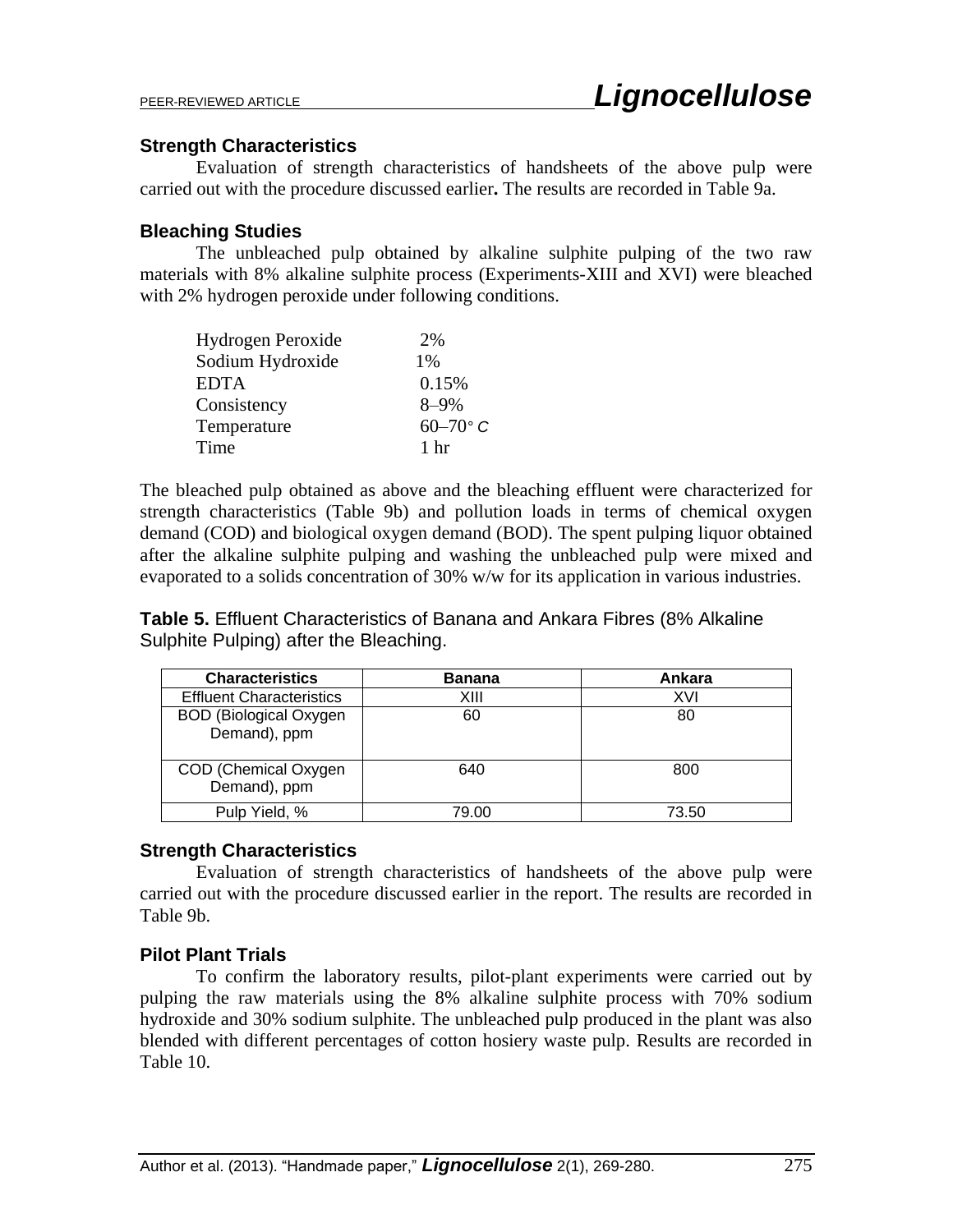### Strength Characteristics

Evaluation of strength characteristics of handsheets of the above pulp were carried out with the procedure discussed earlier**.** The results are recorded in Table 9a.

### Bleaching Studies

The unbleached pulp obtained by alkaline sulphite pulping of the two raw materials with 8% alkaline sulphite process (Experiments-XIII and XVI) were bleached with 2% hydrogen peroxide under following conditions.

| | |
|---|---|
| Hydrogen Peroxide | 2% |
| Sodium Hydroxide | 1% |
| EDTA | 0.15% |
| Consistency | 8–9% |
| Temperature | 60–70$^{\circ}C$ |
| Time | 1 hr |

The bleached pulp obtained as above and the bleaching effluent were characterized for strength characteristics (Table 9b) and pollution loads in terms of chemical oxygen demand (COD) and biological oxygen demand (BOD). The spent pulping liquor obtained after the alkaline sulphite pulping and washing the unbleached pulp were mixed and evaporated to a solids concentration of 30% w/w for its application in various industries.

**Table 5.** Effluent Characteristics of Banana and Ankara Fibres (8% Alkaline Sulphite Pulping) after the Bleaching.

| Characteristics | Banana | Ankara |
|---|---|---|
| Effluent Characteristics | XIII | XVI |
| BOD (Biological Oxygen Demand), ppm | 60 | 80 |
| COD (Chemical Oxygen Demand), ppm | 640 | 800 |
| Pulp Yield, % | 79.00 | 73.50 |

### Strength Characteristics

Evaluation of strength characteristics of handsheets of the above pulp were carried out with the procedure discussed earlier in the report. The results are recorded in Table 9b.

### Pilot Plant Trials

To confirm the laboratory results, pilot-plant experiments were carried out by pulping the raw materials using the 8% alkaline sulphite process with 70% sodium hydroxide and 30% sodium sulphite. The unbleached pulp produced in the plant was also blended with different percentages of cotton hosiery waste pulp. Results are recorded in Table 10.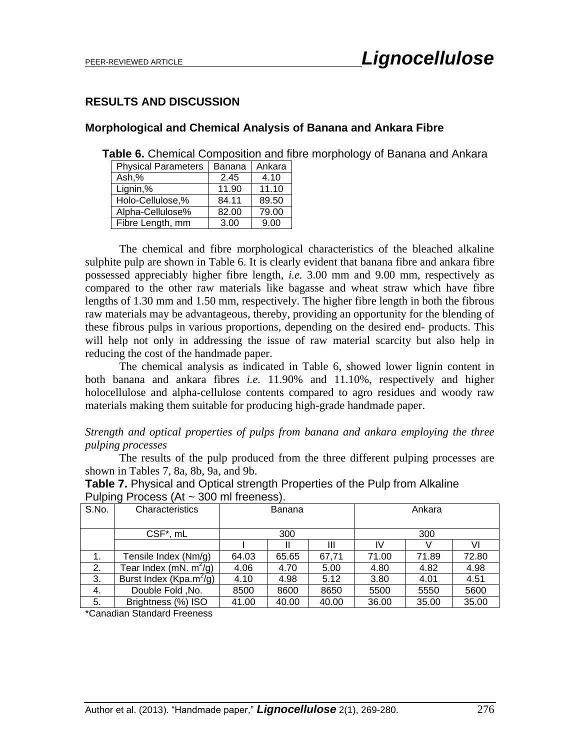## RESULTS AND DISCUSSION

### Morphological and Chemical Analysis of Banana and Ankara Fibre

**Table 6.** Chemical Composition and fibre morphology of Banana and Ankara

| Physical Parameters | Banana | Ankara |
|---|---|---|
| Ash,% | 2.45 | 4.10 |
| Lignin,% | 11.90 | 11.10 |
| Holo-Cellulose,% | 84.11 | 89.50 |
| Alpha-Cellulose% | 82.00 | 79.00 |
| Fibre Length, mm | 3.00 | 9.00 |

The chemical and fibre morphological characteristics of the bleached alkaline sulphite pulp are shown in Table 6. It is clearly evident that banana fibre and ankara fibre possessed appreciably higher fibre length, *i.e.* 3.00 mm and 9.00 mm, respectively as compared to the other raw materials like bagasse and wheat straw which have fibre lengths of 1.30 mm and 1.50 mm, respectively. The higher fibre length in both the fibrous raw materials may be advantageous, thereby, providing an opportunity for the blending of these fibrous pulps in various proportions, depending on the desired end- products. This will help not only in addressing the issue of raw material scarcity but also help in reducing the cost of the handmade paper.

The chemical analysis as indicated in Table 6, showed lower lignin content in both banana and ankara fibres *i.e.* 11.90% and 11.10%, respectively and higher holocellulose and alpha-cellulose contents compared to agro residues and woody raw materials making them suitable for producing high-grade handmade paper.

*Strength and optical properties of pulps from banana and ankara employing the three pulping processes*

The results of the pulp produced from the three different pulping processes are shown in Tables 7, 8a, 8b, 9a, and 9b.

**Table 7.** Physical and Optical strength Properties of the Pulp from Alkaline Pulping Process (At ~ 300 ml freeness).

| S.No. | Characteristics | Banana | | | Ankara | | |
|---|---|---|---|---|---|---|---|
| | CSF*, mL | 300 | | | 300 | | |
| | | I | II | III | IV | V | VI |
| 1. | Tensile Index (Nm/g) | 64.03 | 65.65 | 67,71 | 71.00 | 71.89 | 72.80 |
| 2. | Tear Index (mN. $m^2$/g) | 4.06 | 4.70 | 5.00 | 4.80 | 4.82 | 4.98 |
| 3. | Burst Index (Kpa.$m^2$/g) | 4.10 | 4.98 | 5.12 | 3.80 | 4.01 | 4.51 |
| 4. | Double Fold ,No. | 8500 | 8600 | 8650 | 5500 | 5550 | 5600 |
| 5. | Brightness (%) ISO | 41.00 | 40.00 | 40.00 | 36.00 | 35.00 | 35.00 |

*Canadian Standard Freeness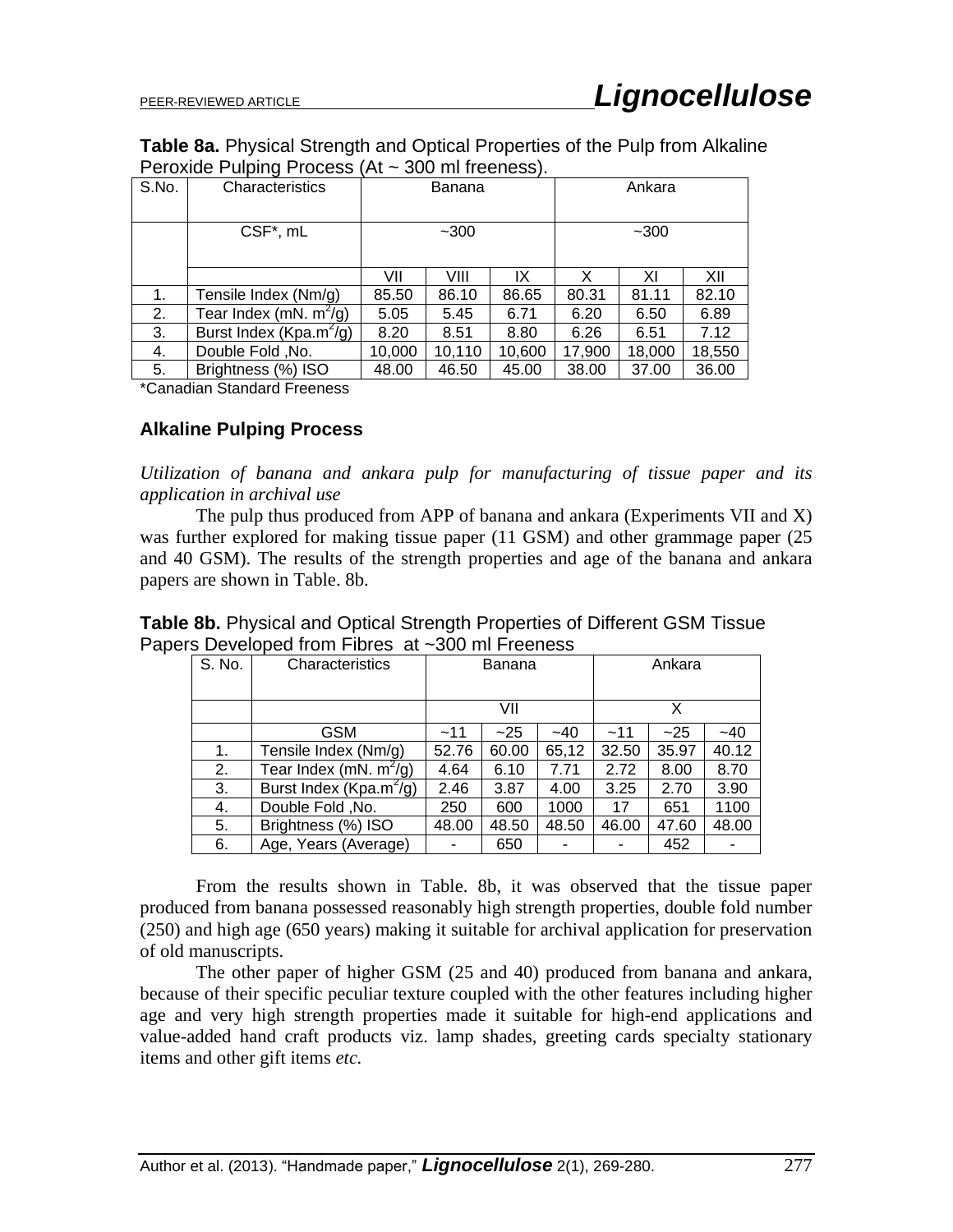**Table 8a.** Physical Strength and Optical Properties of the Pulp from Alkaline Peroxide Pulping Process (At ~ 300 ml freeness).

| S.No. | Characteristics | Banana | | | Ankara | | |
|---|---|---|---|---|---|---|---|
| | CSF*, mL | ~300 | | | ~300 | | |
| | | VII | VIII | IX | X | XI | XII |
| 1. | Tensile Index (Nm/g) | 85.50 | 86.10 | 86.65 | 80.31 | 81.11 | 82.10 |
| 2. | Tear Index (mN. $m^2$/g) | 5.05 | 5.45 | 6.71 | 6.20 | 6.50 | 6.89 |
| 3. | Burst Index (Kpa.$m^2$/g) | 8.20 | 8.51 | 8.80 | 6.26 | 6.51 | 7.12 |
| 4. | Double Fold ,No. | 10,000 | 10,110 | 10,600 | 17,900 | 18,000 | 18,550 |
| 5. | Brightness (%) ISO | 48.00 | 46.50 | 45.00 | 38.00 | 37.00 | 36.00 |

*Canadian Standard Freeness

### Alkaline Pulping Process

*Utilization of banana and ankara pulp for manufacturing of tissue paper and its application in archival use*

The pulp thus produced from APP of banana and ankara (Experiments VII and X) was further explored for making tissue paper (11 GSM) and other grammage paper (25 and 40 GSM). The results of the strength properties and age of the banana and ankara papers are shown in Table. 8b.

**Table 8b.** Physical and Optical Strength Properties of Different GSM Tissue Papers Developed from Fibres at ~300 ml Freeness

| S. No. | Characteristics | Banana | | | Ankara | | |
|---|---|---|---|---|---|---|---|
| | | VII | | | X | | |
| | GSM | ~11 | ~25 | ~40 | ~11 | ~25 | ~40 |
| 1. | Tensile Index (Nm/g) | 52.76 | 60.00 | 65,12 | 32.50 | 35.97 | 40.12 |
| 2. | Tear Index (mN. $m^2$/g) | 4.64 | 6.10 | 7.71 | 2.72 | 8.00 | 8.70 |
| 3. | Burst Index (Kpa.$m^2$/g) | 2.46 | 3.87 | 4.00 | 3.25 | 2.70 | 3.90 |
| 4. | Double Fold ,No. | 250 | 600 | 1000 | 17 | 651 | 1100 |
| 5. | Brightness (%) ISO | 48.00 | 48.50 | 48.50 | 46.00 | 47.60 | 48.00 |
| 6. | Age, Years (Average) | - | 650 | - | - | 452 | - |

From the results shown in Table. 8b, it was observed that the tissue paper produced from banana possessed reasonably high strength properties, double fold number (250) and high age (650 years) making it suitable for archival application for preservation of old manuscripts.

The other paper of higher GSM (25 and 40) produced from banana and ankara, because of their specific peculiar texture coupled with the other features including higher age and very high strength properties made it suitable for high-end applications and value-added hand craft products viz. lamp shades, greeting cards specialty stationary items and other gift items *etc.*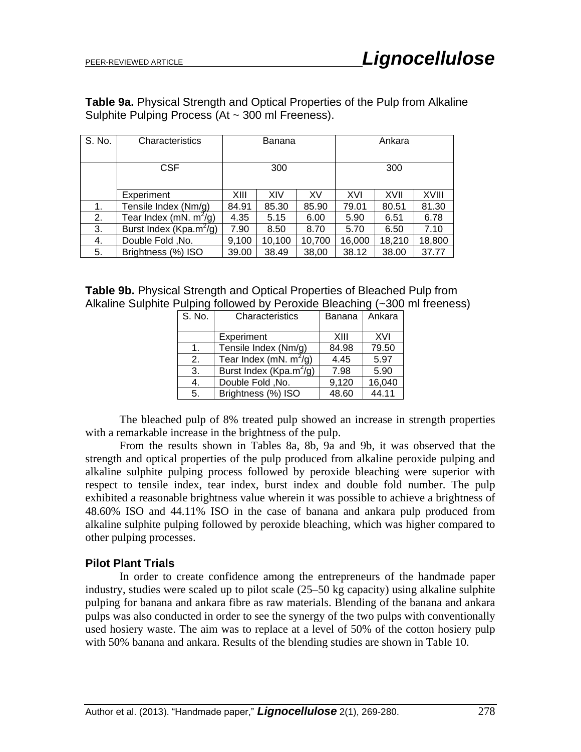**Table 9a.** Physical Strength and Optical Properties of the Pulp from Alkaline Sulphite Pulping Process (At ~ 300 ml Freeness).

| S. No. | Characteristics | Banana | | | Ankara | | |
|---|---|---|---|---|---|---|---|
| | CSF | 300 | | | 300 | | |
| | Experiment | XIII | XIV | XV | XVI | XVII | XVIII |
| 1. | Tensile Index (Nm/g) | 84.91 | 85.30 | 85.90 | 79.01 | 80.51 | 81.30 |
| 2. | Tear Index (mN. $m^2$/g) | 4.35 | 5.15 | 6.00 | 5.90 | 6.51 | 6.78 |
| 3. | Burst Index (Kpa.$m^2$/g) | 7.90 | 8.50 | 8.70 | 5.70 | 6.50 | 7.10 |
| 4. | Double Fold ,No. | 9,100 | 10,100 | 10,700 | 16,000 | 18,210 | 18,800 |
| 5. | Brightness (%) ISO | 39.00 | 38.49 | 38,00 | 38.12 | 38.00 | 37.77 |

**Table 9b.** Physical Strength and Optical Properties of Bleached Pulp from Alkaline Sulphite Pulping followed by Peroxide Bleaching (~300 ml freeness)

| S. No. | Characteristics | Banana | Ankara |
|---|---|---|---|
| | Experiment | XIII | XVI |
| 1. | Tensile Index (Nm/g) | 84.98 | 79.50 |
| 2. | Tear Index (mN. $m^2$/g) | 4.45 | 5.97 |
| 3. | Burst Index (Kpa.$m^2$/g) | 7.98 | 5.90 |
| 4. | Double Fold ,No. | 9,120 | 16,040 |
| 5. | Brightness (%) ISO | 48.60 | 44.11 |

The bleached pulp of 8% treated pulp showed an increase in strength properties with a remarkable increase in the brightness of the pulp.

From the results shown in Tables 8a, 8b, 9a and 9b, it was observed that the strength and optical properties of the pulp produced from alkaline peroxide pulping and alkaline sulphite pulping process followed by peroxide bleaching were superior with respect to tensile index, tear index, burst index and double fold number. The pulp exhibited a reasonable brightness value wherein it was possible to achieve a brightness of 48.60% ISO and 44.11% ISO in the case of banana and ankara pulp produced from alkaline sulphite pulping followed by peroxide bleaching, which was higher compared to other pulping processes.

### Pilot Plant Trials

In order to create confidence among the entrepreneurs of the handmade paper industry, studies were scaled up to pilot scale (25–50 kg capacity) using alkaline sulphite pulping for banana and ankara fibre as raw materials. Blending of the banana and ankara pulps was also conducted in order to see the synergy of the two pulps with conventionally used hosiery waste. The aim was to replace at a level of 50% of the cotton hosiery pulp with 50% banana and ankara. Results of the blending studies are shown in Table 10.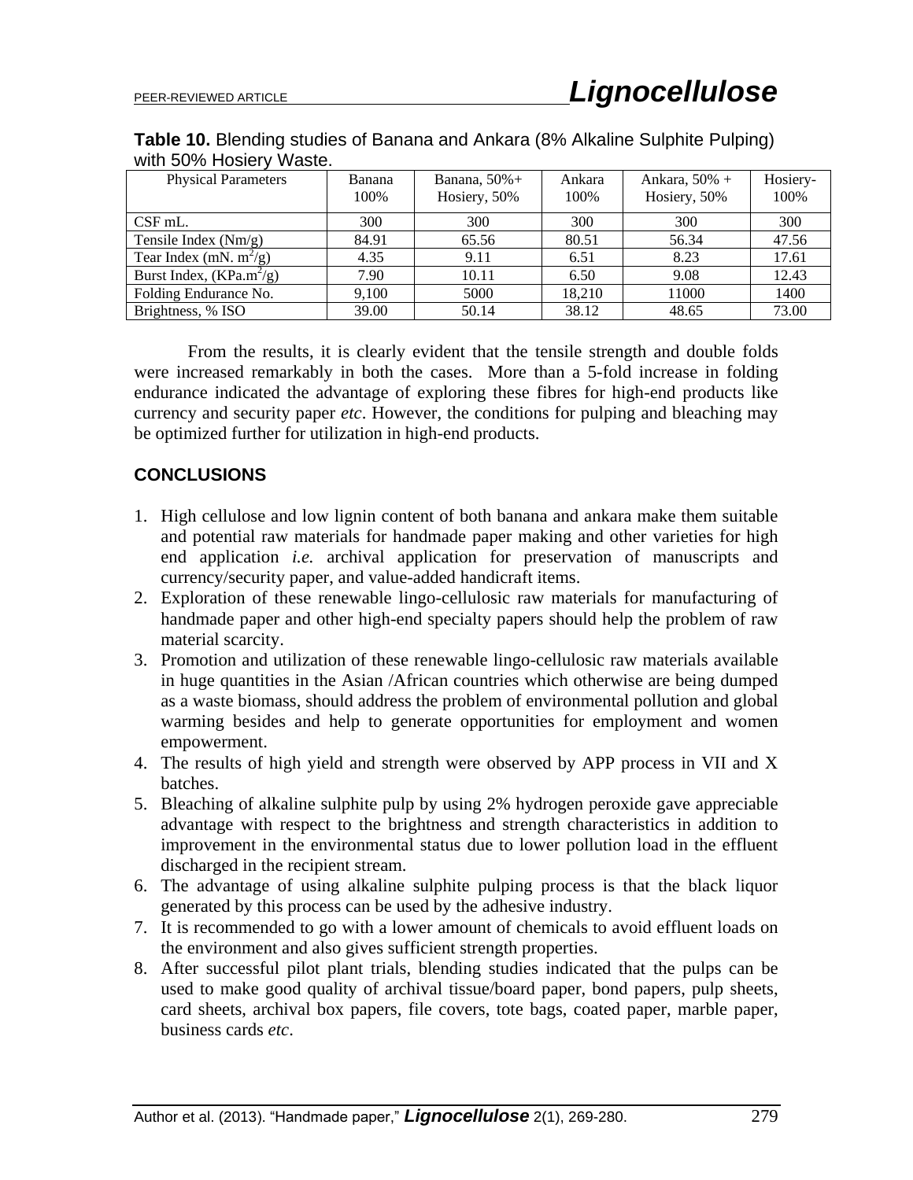**Table 10.** Blending studies of Banana and Ankara (8% Alkaline Sulphite Pulping) with 50% Hosiery Waste.

| Physical Parameters | Banana 100% | Banana, 50%+ Hosiery, 50% | Ankara 100% | Ankara, 50% + Hosiery, 50% | Hosiery-100% |
|---|---|---|---|---|---|
| CSF mL. | 300 | 300 | 300 | 300 | 300 |
| Tensile Index (Nm/g) | 84.91 | 65.56 | 80.51 | 56.34 | 47.56 |
| Tear Index (mN. $m^2$/g) | 4.35 | 9.11 | 6.51 | 8.23 | 17.61 |
| Burst Index, (KPa.$m^2$/g) | 7.90 | 10.11 | 6.50 | 9.08 | 12.43 |
| Folding Endurance No. | 9,100 | 5000 | 18,210 | 11000 | 1400 |
| Brightness, % ISO | 39.00 | 50.14 | 38.12 | 48.65 | 73.00 |

From the results, it is clearly evident that the tensile strength and double folds were increased remarkably in both the cases. More than a 5-fold increase in folding endurance indicated the advantage of exploring these fibres for high-end products like currency and security paper *etc*. However, the conditions for pulping and bleaching may be optimized further for utilization in high-end products.

## CONCLUSIONS

1. High cellulose and low lignin content of both banana and ankara make them suitable and potential raw materials for handmade paper making and other varieties for high end application *i.e.* archival application for preservation of manuscripts and currency/security paper, and value-added handicraft items.
2. Exploration of these renewable lingo-cellulosic raw materials for manufacturing of handmade paper and other high-end specialty papers should help the problem of raw material scarcity.
3. Promotion and utilization of these renewable lingo-cellulosic raw materials available in huge quantities in the Asian /African countries which otherwise are being dumped as a waste biomass, should address the problem of environmental pollution and global warming besides and help to generate opportunities for employment and women empowerment.
4. The results of high yield and strength were observed by APP process in VII and X batches.
5. Bleaching of alkaline sulphite pulp by using 2% hydrogen peroxide gave appreciable advantage with respect to the brightness and strength characteristics in addition to improvement in the environmental status due to lower pollution load in the effluent discharged in the recipient stream.
6. The advantage of using alkaline sulphite pulping process is that the black liquor generated by this process can be used by the adhesive industry.
7. It is recommended to go with a lower amount of chemicals to avoid effluent loads on the environment and also gives sufficient strength properties.
8. After successful pilot plant trials, blending studies indicated that the pulps can be used to make good quality of archival tissue/board paper, bond papers, pulp sheets, card sheets, archival box papers, file covers, tote bags, coated paper, marble paper, business cards *etc*.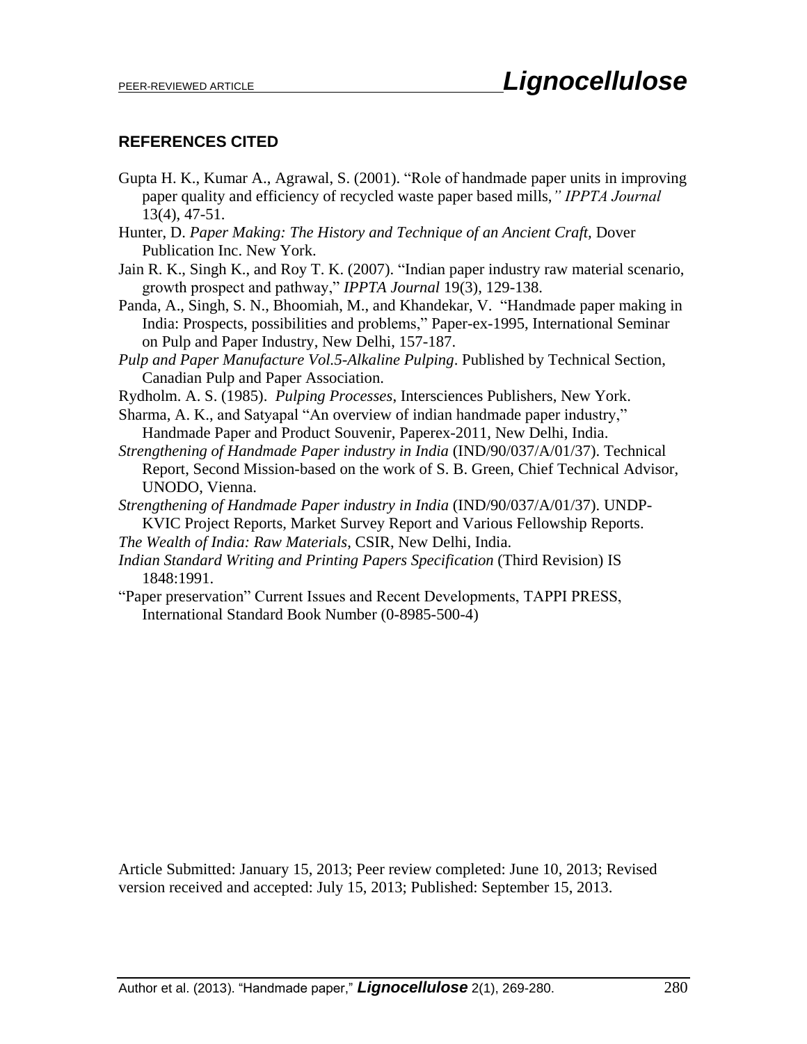## REFERENCES CITED

Gupta H. K., Kumar A., Agrawal, S. (2001). "Role of handmade paper units in improving paper quality and efficiency of recycled waste paper based mills,*" IPPTA Journal* 13(4), 47-51.

Hunter, D. *Paper Making: The History and Technique of an Ancient Craft,* Dover Publication Inc. New York.

Jain R. K., Singh K., and Roy T. K. (2007). "Indian paper industry raw material scenario, growth prospect and pathway," *IPPTA Journal* 19(3), 129-138.

Panda, A., Singh, S. N., Bhoomiah, M., and Khandekar, V. "Handmade paper making in India: Prospects, possibilities and problems," Paper-ex-1995, International Seminar on Pulp and Paper Industry, New Delhi, 157-187.

*Pulp and Paper Manufacture Vol.5-Alkaline Pulping*. Published by Technical Section, Canadian Pulp and Paper Association.

Rydholm. A. S. (1985). *Pulping Processes*, Intersciences Publishers, New York.

Sharma, A. K., and Satyapal "An overview of indian handmade paper industry," Handmade Paper and Product Souvenir, Paperex-2011, New Delhi, India.

*Strengthening of Handmade Paper industry in India* (IND/90/037/A/01/37). Technical Report, Second Mission-based on the work of S. B. Green, Chief Technical Advisor, UNODO, Vienna.

*Strengthening of Handmade Paper industry in India* (IND/90/037/A/01/37). UNDP-KVIC Project Reports, Market Survey Report and Various Fellowship Reports.

*The Wealth of India: Raw Materials*, CSIR, New Delhi, India.

*Indian Standard Writing and Printing Papers Specification* (Third Revision) IS 1848:1991.

"Paper preservation" Current Issues and Recent Developments, TAPPI PRESS, International Standard Book Number (0-8985-500-4)

Article Submitted: January 15, 2013; Peer review completed: June 10, 2013; Revised version received and accepted: July 15, 2013; Published: September 15, 2013.